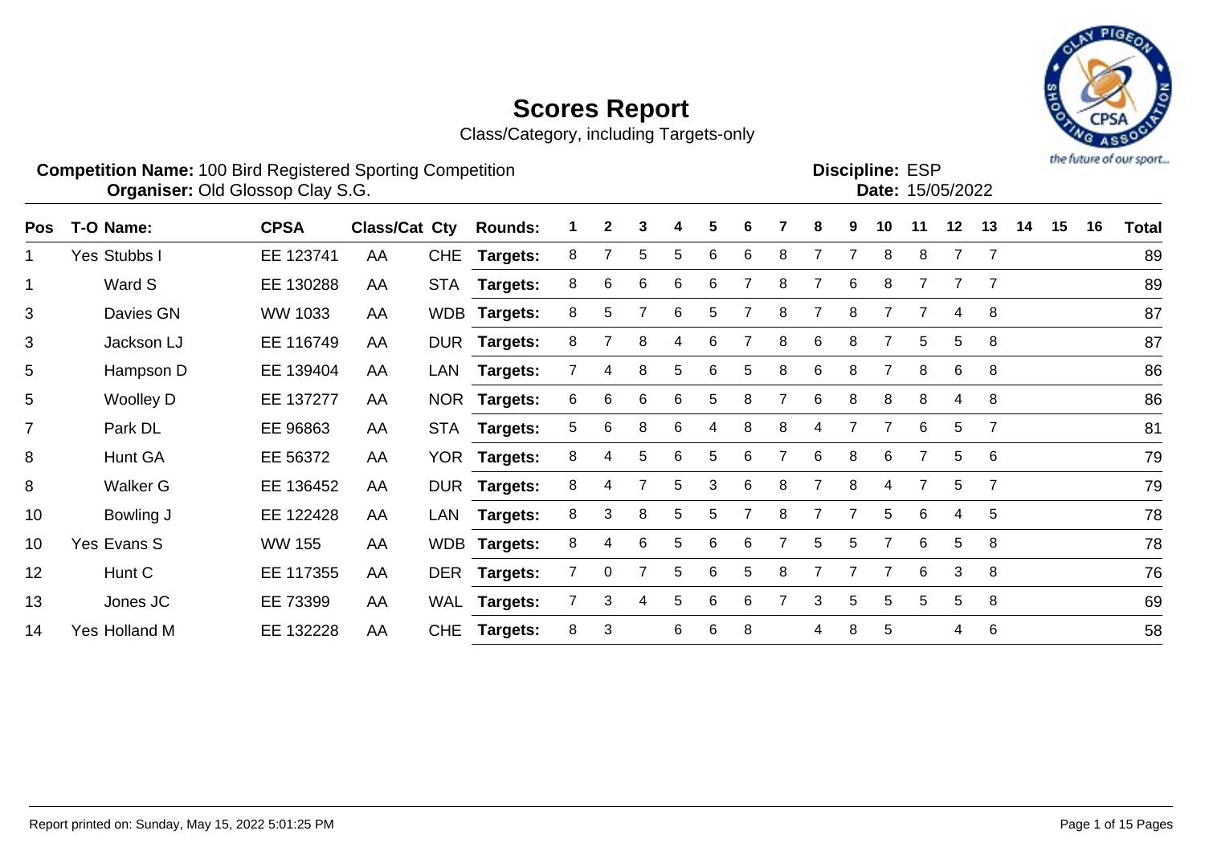# Scores Report

Class/Category, including Targets-only

**Competition Name:** 100 Bird Registered Sporting Competition
**Organiser:** Old Glossop Clay S.G.

**Discipline:** ESP
**Date:** 15/05/2022

| Pos | T-O | Name: | CPSA | Class/Cat | Cty | Rounds: | 1 | 2 | 3 | 4 | 5 | 6 | 7 | 8 | 9 | 10 | 11 | 12 | 13 | 14 | 15 | 16 | Total |
|---|---|---|---|---|---|---|---|---|---|---|---|---|---|---|---|---|---|---|---|---|---|---|---|
| 1 | Yes | Stubbs I | EE 123741 | AA | CHE | **Targets:** | 8 | 7 | 5 | 5 | 6 | 6 | 8 | 7 | 7 | 8 | 8 | 7 | 7 | | | | 89 |
| 1 | | Ward S | EE 130288 | AA | STA | **Targets:** | 8 | 6 | 6 | 6 | 6 | 7 | 8 | 7 | 6 | 8 | 7 | 7 | 7 | | | | 89 |
| 3 | | Davies GN | WW 1033 | AA | WDB | **Targets:** | 8 | 5 | 7 | 6 | 5 | 7 | 8 | 7 | 8 | 7 | 7 | 4 | 8 | | | | 87 |
| 3 | | Jackson LJ | EE 116749 | AA | DUR | **Targets:** | 8 | 7 | 8 | 4 | 6 | 7 | 8 | 6 | 8 | 7 | 5 | 5 | 8 | | | | 87 |
| 5 | | Hampson D | EE 139404 | AA | LAN | **Targets:** | 7 | 4 | 8 | 5 | 6 | 5 | 8 | 6 | 8 | 7 | 8 | 6 | 8 | | | | 86 |
| 5 | | Woolley D | EE 137277 | AA | NOR | **Targets:** | 6 | 6 | 6 | 6 | 5 | 8 | 7 | 6 | 8 | 8 | 8 | 4 | 8 | | | | 86 |
| 7 | | Park DL | EE 96863 | AA | STA | **Targets:** | 5 | 6 | 8 | 6 | 4 | 8 | 8 | 4 | 7 | 7 | 6 | 5 | 7 | | | | 81 |
| 8 | | Hunt GA | EE 56372 | AA | YOR | **Targets:** | 8 | 4 | 5 | 6 | 5 | 6 | 7 | 6 | 8 | 6 | 7 | 5 | 6 | | | | 79 |
| 8 | | Walker G | EE 136452 | AA | DUR | **Targets:** | 8 | 4 | 7 | 5 | 3 | 6 | 8 | 7 | 8 | 4 | 7 | 5 | 7 | | | | 79 |
| 10 | | Bowling J | EE 122428 | AA | LAN | **Targets:** | 8 | 3 | 8 | 5 | 5 | 7 | 8 | 7 | 7 | 5 | 6 | 4 | 5 | | | | 78 |
| 10 | Yes | Evans S | WW 155 | AA | WDB | **Targets:** | 8 | 4 | 6 | 5 | 6 | 6 | 7 | 5 | 5 | 7 | 6 | 5 | 8 | | | | 78 |
| 12 | | Hunt C | EE 117355 | AA | DER | **Targets:** | 7 | 0 | 7 | 5 | 6 | 5 | 8 | 7 | 7 | 7 | 6 | 3 | 8 | | | | 76 |
| 13 | | Jones JC | EE 73399 | AA | WAL | **Targets:** | 7 | 3 | 4 | 5 | 6 | 6 | 7 | 3 | 5 | 5 | 5 | 5 | 8 | | | | 69 |
| 14 | Yes | Holland M | EE 132228 | AA | CHE | **Targets:** | 8 | 3 | | 6 | 6 | 8 | | 4 | 8 | 5 | | 4 | 6 | | | | 58 |

Report printed on: Sunday, May 15, 2022 5:01:25 PM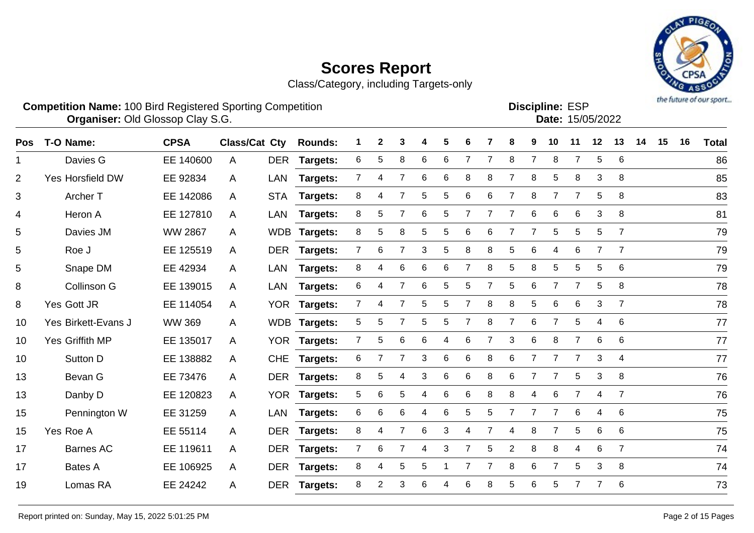# Scores Report

Class/Category, including Targets-only

**Competition Name:** 100 Bird Registered Sporting Competition
**Organiser:** Old Glossop Clay S.G.

**Discipline:** ESP
**Date:** 15/05/2022

| Pos | T-O | Name: | CPSA | Class/Cat | Cty | Rounds: | 1 | 2 | 3 | 4 | 5 | 6 | 7 | 8 | 9 | 10 | 11 | 12 | 13 | 14 | 15 | 16 | Total |
|---|---|---|---|---|---|---|---|---|---|---|---|---|---|---|---|---|---|---|---|---|---|---|---|
| 1 | | Davies G | EE 140600 | A | DER | Targets: | 6 | 5 | 8 | 6 | 6 | 7 | 7 | 8 | 7 | 8 | 7 | 5 | 6 | | | | 86 |
| 2 | Yes | Horsfield DW | EE 92834 | A | LAN | Targets: | 7 | 4 | 7 | 6 | 6 | 8 | 8 | 7 | 8 | 5 | 8 | 3 | 8 | | | | 85 |
| 3 | | Archer T | EE 142086 | A | STA | Targets: | 8 | 4 | 7 | 5 | 5 | 6 | 6 | 7 | 8 | 7 | 7 | 5 | 8 | | | | 83 |
| 4 | | Heron A | EE 127810 | A | LAN | Targets: | 8 | 5 | 7 | 6 | 5 | 7 | 7 | 7 | 6 | 6 | 6 | 3 | 8 | | | | 81 |
| 5 | | Davies JM | WW 2867 | A | WDB | Targets: | 8 | 5 | 8 | 5 | 5 | 6 | 6 | 7 | 7 | 5 | 5 | 5 | 7 | | | | 79 |
| 5 | | Roe J | EE 125519 | A | DER | Targets: | 7 | 6 | 7 | 3 | 5 | 8 | 8 | 5 | 6 | 4 | 6 | 7 | 7 | | | | 79 |
| 5 | | Snape DM | EE 42934 | A | LAN | Targets: | 8 | 4 | 6 | 6 | 6 | 7 | 8 | 5 | 8 | 5 | 5 | 5 | 6 | | | | 79 |
| 8 | | Collinson G | EE 139015 | A | LAN | Targets: | 6 | 4 | 7 | 6 | 5 | 5 | 7 | 5 | 6 | 7 | 7 | 5 | 8 | | | | 78 |
| 8 | Yes | Gott JR | EE 114054 | A | YOR | Targets: | 7 | 4 | 7 | 5 | 5 | 7 | 8 | 8 | 5 | 6 | 6 | 3 | 7 | | | | 78 |
| 10 | Yes | Birkett-Evans J | WW 369 | A | WDB | Targets: | 5 | 5 | 7 | 5 | 5 | 7 | 8 | 7 | 6 | 7 | 5 | 4 | 6 | | | | 77 |
| 10 | Yes | Griffith MP | EE 135017 | A | YOR | Targets: | 7 | 5 | 6 | 6 | 4 | 6 | 7 | 3 | 6 | 8 | 7 | 6 | 6 | | | | 77 |
| 10 | | Sutton D | EE 138882 | A | CHE | Targets: | 6 | 7 | 7 | 3 | 6 | 6 | 8 | 6 | 7 | 7 | 7 | 3 | 4 | | | | 77 |
| 13 | | Bevan G | EE 73476 | A | DER | Targets: | 8 | 5 | 4 | 3 | 6 | 6 | 8 | 6 | 7 | 7 | 5 | 3 | 8 | | | | 76 |
| 13 | | Danby D | EE 120823 | A | YOR | Targets: | 5 | 6 | 5 | 4 | 6 | 6 | 8 | 8 | 4 | 6 | 7 | 4 | 7 | | | | 76 |
| 15 | | Pennington W | EE 31259 | A | LAN | Targets: | 6 | 6 | 6 | 4 | 6 | 5 | 5 | 7 | 7 | 7 | 6 | 4 | 6 | | | | 75 |
| 15 | Yes | Roe A | EE 55114 | A | DER | Targets: | 8 | 4 | 7 | 6 | 3 | 4 | 7 | 4 | 8 | 7 | 5 | 6 | 6 | | | | 75 |
| 17 | | Barnes AC | EE 119611 | A | DER | Targets: | 7 | 6 | 7 | 4 | 3 | 7 | 5 | 2 | 8 | 8 | 4 | 6 | 7 | | | | 74 |
| 17 | | Bates A | EE 106925 | A | DER | Targets: | 8 | 4 | 5 | 5 | 1 | 7 | 7 | 8 | 6 | 7 | 5 | 3 | 8 | | | | 74 |
| 19 | | Lomas RA | EE 24242 | A | DER | Targets: | 8 | 2 | 3 | 6 | 4 | 6 | 8 | 5 | 6 | 5 | 7 | 7 | 6 | | | | 73 |

Report printed on: Sunday, May 15, 2022 5:01:25 PM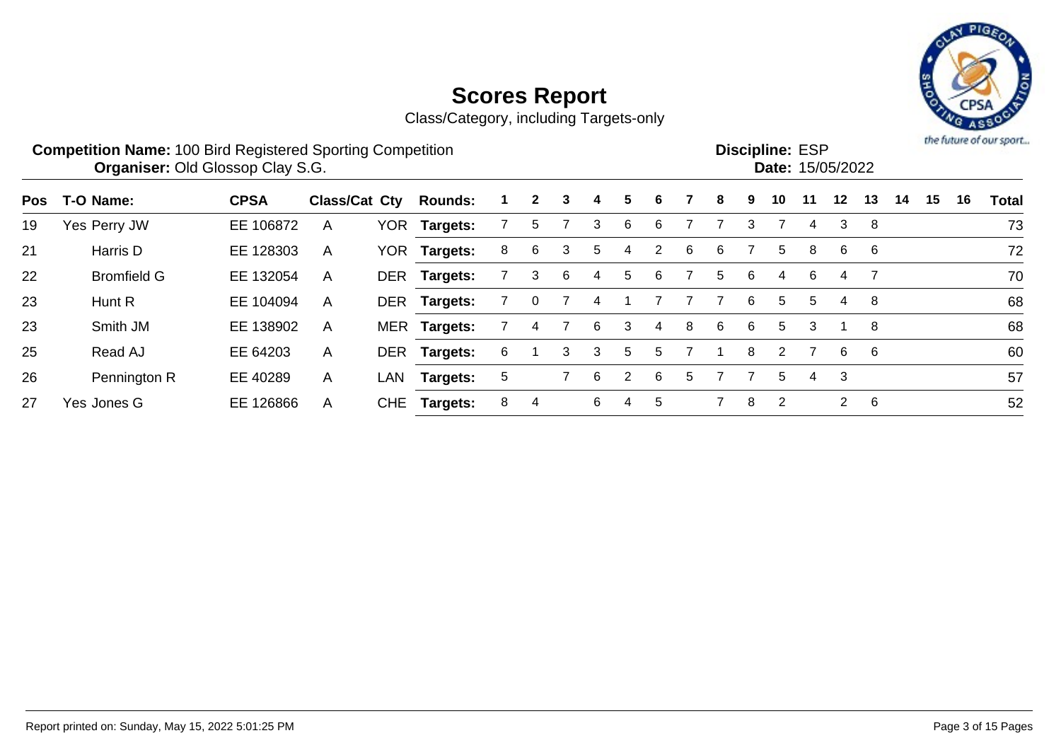# Scores Report

Class/Category, including Targets-only

**Competition Name:** 100 Bird Registered Sporting Competition
**Organiser:** Old Glossop Clay S.G.

**Discipline:** ESP
**Date:** 15/05/2022

| Pos | T-O | Name: | CPSA | Class/Cat | Cty | Rounds: | 1 | 2 | 3 | 4 | 5 | 6 | 7 | 8 | 9 | 10 | 11 | 12 | 13 | 14 | 15 | 16 | Total |
|---|---|---|---|---|---|---|---|---|---|---|---|---|---|---|---|---|---|---|---|---|---|---|---|
| 19 | Yes | Perry JW | EE 106872 | A | YOR | **Targets:** | 7 | 5 | 7 | 3 | 6 | 6 | 7 | 7 | 3 | 7 | 4 | 3 | 8 | | | | 73 |
| 21 | | Harris D | EE 128303 | A | YOR | **Targets:** | 8 | 6 | 3 | 5 | 4 | 2 | 6 | 6 | 7 | 5 | 8 | 6 | 6 | | | | 72 |
| 22 | | Bromfield G | EE 132054 | A | DER | **Targets:** | 7 | 3 | 6 | 4 | 5 | 6 | 7 | 5 | 6 | 4 | 6 | 4 | 7 | | | | 70 |
| 23 | | Hunt R | EE 104094 | A | DER | **Targets:** | 7 | 0 | 7 | 4 | 1 | 7 | 7 | 7 | 6 | 5 | 5 | 4 | 8 | | | | 68 |
| 23 | | Smith JM | EE 138902 | A | MER | **Targets:** | 7 | 4 | 7 | 6 | 3 | 4 | 8 | 6 | 6 | 5 | 3 | 1 | 8 | | | | 68 |
| 25 | | Read AJ | EE 64203 | A | DER | **Targets:** | 6 | 1 | 3 | 3 | 5 | 5 | 7 | 1 | 8 | 2 | 7 | 6 | 6 | | | | 60 |
| 26 | | Pennington R | EE 40289 | A | LAN | **Targets:** | 5 | | 7 | 6 | 2 | 6 | 5 | 7 | 7 | 5 | 4 | 3 | | | | | 57 |
| 27 | Yes | Jones G | EE 126866 | A | CHE | **Targets:** | 8 | 4 | | 6 | 4 | 5 | | 7 | 8 | 2 | | 2 | 6 | | | | 52 |

Report printed on: Sunday, May 15, 2022 5:01:25 PM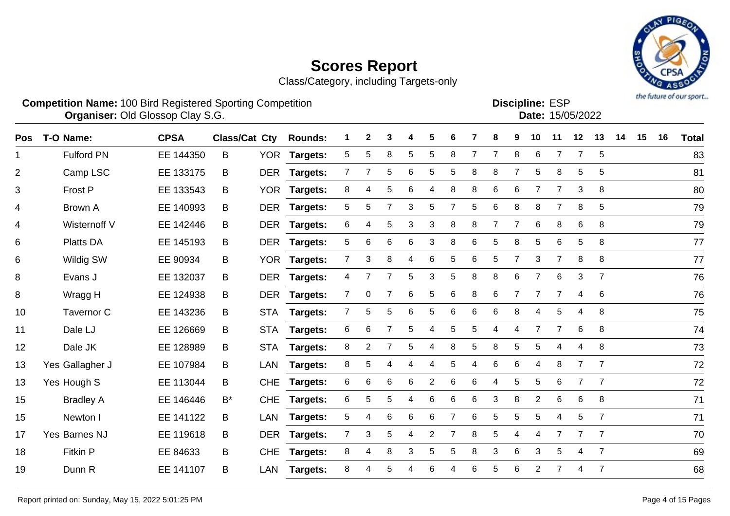# Scores Report

Class/Category, including Targets-only

**Competition Name:** 100 Bird Registered Sporting Competition
**Organiser:** Old Glossop Clay S.G.

**Discipline:** ESP
**Date:** 15/05/2022

| Pos | T-O | Name: | CPSA | Class/Cat | Cty | Rounds: | 1 | 2 | 3 | 4 | 5 | 6 | 7 | 8 | 9 | 10 | 11 | 12 | 13 | 14 | 15 | 16 | Total |
|---|---|---|---|---|---|---|---|---|---|---|---|---|---|---|---|---|---|---|---|---|---|---|---|
| 1 | | Fulford PN | EE 144350 | B | YOR | Targets: | 5 | 5 | 8 | 5 | 5 | 8 | 7 | 7 | 8 | 6 | 7 | 7 | 5 | | | | 83 |
| 2 | | Camp LSC | EE 133175 | B | DER | Targets: | 7 | 7 | 5 | 6 | 5 | 5 | 8 | 8 | 7 | 5 | 8 | 5 | 5 | | | | 81 |
| 3 | | Frost P | EE 133543 | B | YOR | Targets: | 8 | 4 | 5 | 6 | 4 | 8 | 8 | 6 | 6 | 7 | 7 | 3 | 8 | | | | 80 |
| 4 | | Brown A | EE 140993 | B | DER | Targets: | 5 | 5 | 7 | 3 | 5 | 7 | 5 | 6 | 8 | 8 | 7 | 8 | 5 | | | | 79 |
| 4 | | Wisternoff V | EE 142446 | B | DER | Targets: | 6 | 4 | 5 | 3 | 3 | 8 | 8 | 7 | 7 | 6 | 8 | 6 | 8 | | | | 79 |
| 6 | | Platts DA | EE 145193 | B | DER | Targets: | 5 | 6 | 6 | 6 | 3 | 8 | 6 | 5 | 8 | 5 | 6 | 5 | 8 | | | | 77 |
| 6 | | Wildig SW | EE 90934 | B | YOR | Targets: | 7 | 3 | 8 | 4 | 6 | 5 | 6 | 5 | 7 | 3 | 7 | 8 | 8 | | | | 77 |
| 8 | | Evans J | EE 132037 | B | DER | Targets: | 4 | 7 | 7 | 5 | 3 | 5 | 8 | 8 | 6 | 7 | 6 | 3 | 7 | | | | 76 |
| 8 | | Wragg H | EE 124938 | B | DER | Targets: | 7 | 0 | 7 | 6 | 5 | 6 | 8 | 6 | 7 | 7 | 7 | 4 | 6 | | | | 76 |
| 10 | | Tavernor C | EE 143236 | B | STA | Targets: | 7 | 5 | 5 | 6 | 5 | 6 | 6 | 6 | 8 | 4 | 5 | 4 | 8 | | | | 75 |
| 11 | | Dale LJ | EE 126669 | B | STA | Targets: | 6 | 6 | 7 | 5 | 4 | 5 | 5 | 4 | 4 | 7 | 7 | 6 | 8 | | | | 74 |
| 12 | | Dale JK | EE 128989 | B | STA | Targets: | 8 | 2 | 7 | 5 | 4 | 8 | 5 | 8 | 5 | 5 | 4 | 4 | 8 | | | | 73 |
| 13 | Yes | Gallagher J | EE 107984 | B | LAN | Targets: | 8 | 5 | 4 | 4 | 4 | 5 | 4 | 6 | 6 | 4 | 8 | 7 | 7 | | | | 72 |
| 13 | Yes | Hough S | EE 113044 | B | CHE | Targets: | 6 | 6 | 6 | 6 | 2 | 6 | 6 | 4 | 5 | 5 | 6 | 7 | 7 | | | | 72 |
| 15 | | Bradley A | EE 146446 | B* | CHE | Targets: | 6 | 5 | 5 | 4 | 6 | 6 | 6 | 3 | 8 | 2 | 6 | 6 | 8 | | | | 71 |
| 15 | | Newton I | EE 141122 | B | LAN | Targets: | 5 | 4 | 6 | 6 | 6 | 7 | 6 | 5 | 5 | 5 | 4 | 5 | 7 | | | | 71 |
| 17 | Yes | Barnes NJ | EE 119618 | B | DER | Targets: | 7 | 3 | 5 | 4 | 2 | 7 | 8 | 5 | 4 | 4 | 7 | 7 | 7 | | | | 70 |
| 18 | | Fitkin P | EE 84633 | B | CHE | Targets: | 8 | 4 | 8 | 3 | 5 | 5 | 8 | 3 | 6 | 3 | 5 | 4 | 7 | | | | 69 |
| 19 | | Dunn R | EE 141107 | B | LAN | Targets: | 8 | 4 | 5 | 4 | 6 | 4 | 6 | 5 | 6 | 2 | 7 | 4 | 7 | | | | 68 |

Report printed on: Sunday, May 15, 2022 5:01:25 PM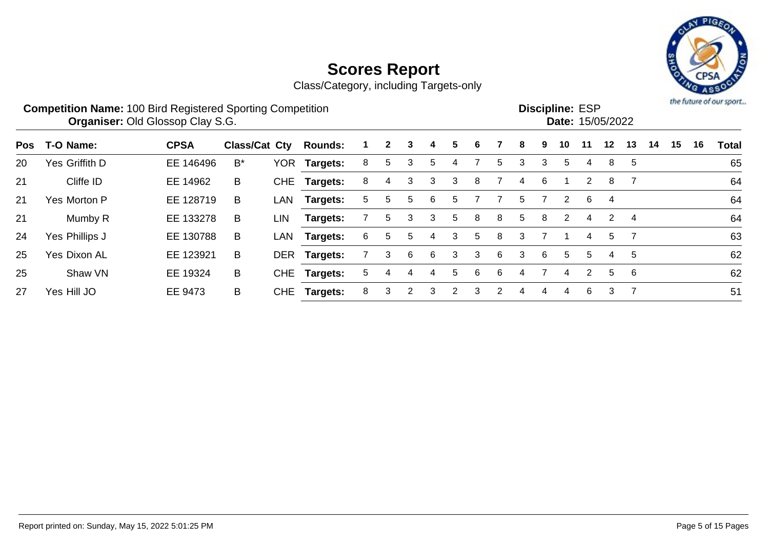# Scores Report

Class/Category, including Targets-only

**Competition Name:** 100 Bird Registered Sporting Competition
**Organiser:** Old Glossop Clay S.G.

**Discipline:** ESP
**Date:** 15/05/2022

| Pos | T-O | Name: | CPSA | Class/Cat | Cty | Rounds: | 1 | 2 | 3 | 4 | 5 | 6 | 7 | 8 | 9 | 10 | 11 | 12 | 13 | 14 | 15 | 16 | Total |
|---|---|---|---|---|---|---|---|---|---|---|---|---|---|---|---|---|---|---|---|---|---|---|---|
| 20 | Yes | Griffith D | EE 146496 | B* | YOR | Targets: | 8 | 5 | 3 | 5 | 4 | 7 | 5 | 3 | 3 | 5 | 4 | 8 | 5 | | | | 65 |
| 21 | | Cliffe ID | EE 14962 | B | CHE | Targets: | 8 | 4 | 3 | 3 | 3 | 8 | 7 | 4 | 6 | 1 | 2 | 8 | 7 | | | | 64 |
| 21 | Yes | Morton P | EE 128719 | B | LAN | Targets: | 5 | 5 | 5 | 6 | 5 | 7 | 7 | 5 | 7 | 2 | 6 | 4 | | | | | 64 |
| 21 | | Mumby R | EE 133278 | B | LIN | Targets: | 7 | 5 | 3 | 3 | 5 | 8 | 8 | 5 | 8 | 2 | 4 | 2 | 4 | | | | 64 |
| 24 | Yes | Phillips J | EE 130788 | B | LAN | Targets: | 6 | 5 | 5 | 4 | 3 | 5 | 8 | 3 | 7 | 1 | 4 | 5 | 7 | | | | 63 |
| 25 | Yes | Dixon AL | EE 123921 | B | DER | Targets: | 7 | 3 | 6 | 6 | 3 | 3 | 6 | 3 | 6 | 5 | 5 | 4 | 5 | | | | 62 |
| 25 | | Shaw VN | EE 19324 | B | CHE | Targets: | 5 | 4 | 4 | 4 | 5 | 6 | 6 | 4 | 7 | 4 | 2 | 5 | 6 | | | | 62 |
| 27 | Yes | Hill JO | EE 9473 | B | CHE | Targets: | 8 | 3 | 2 | 3 | 2 | 3 | 2 | 4 | 4 | 4 | 6 | 3 | 7 | | | | 51 |

Report printed on: Sunday, May 15, 2022 5:01:25 PM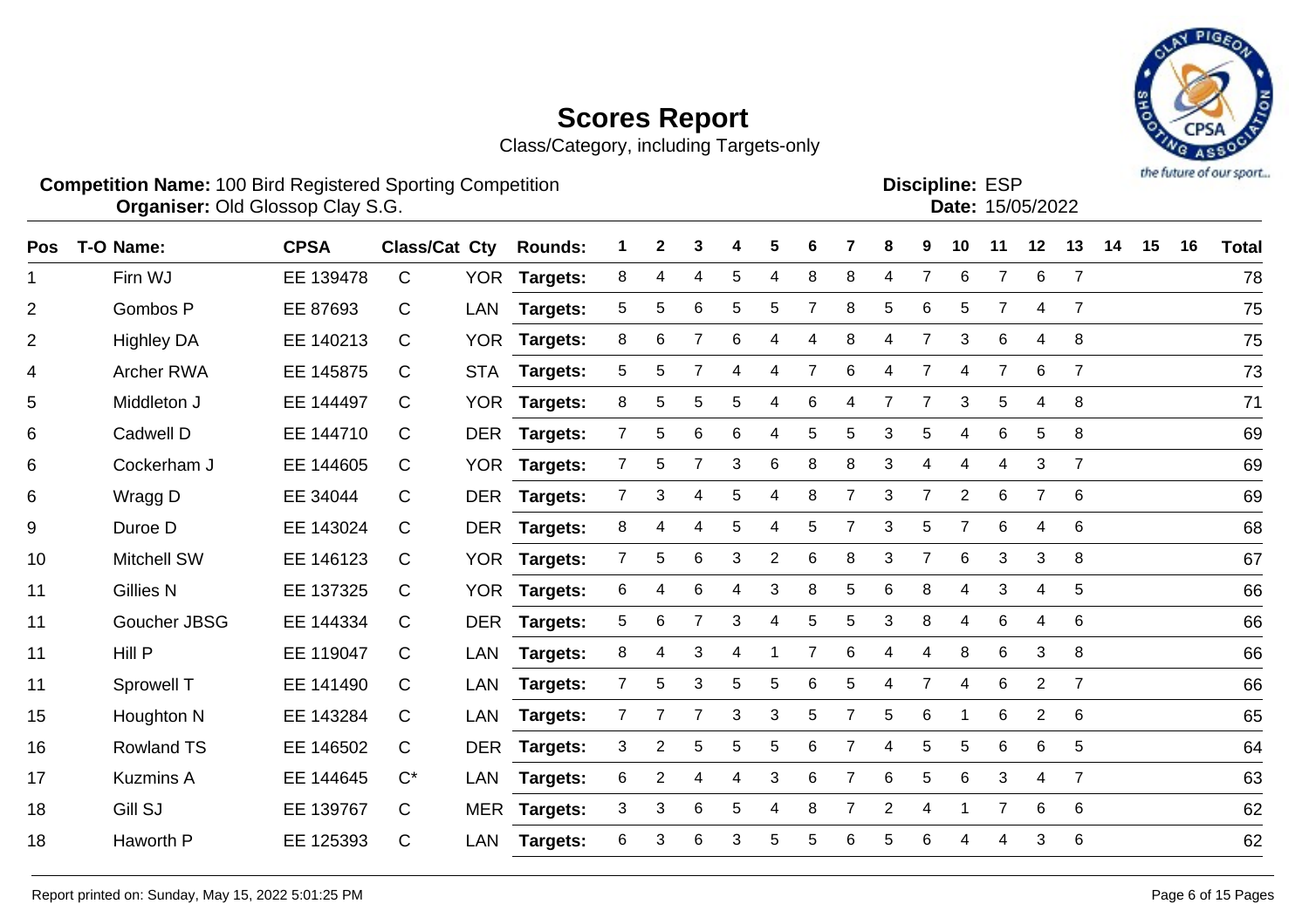# Scores Report

Class/Category, including Targets-only

**Competition Name:** 100 Bird Registered Sporting Competition
**Organiser:** Old Glossop Clay S.G.

**Discipline:** ESP
**Date:** 15/05/2022

| Pos | T-O | Name: | CPSA | Class/Cat | Cty | Rounds: | 1 | 2 | 3 | 4 | 5 | 6 | 7 | 8 | 9 | 10 | 11 | 12 | 13 | 14 | 15 | 16 | Total |
|---|---|---|---|---|---|---|---|---|---|---|---|---|---|---|---|---|---|---|---|---|---|---|---|
| 1 | | Firn WJ | EE 139478 | C | YOR | Targets: | 8 | 4 | 4 | 5 | 4 | 8 | 8 | 4 | 7 | 6 | 7 | 6 | 7 | | | | 78 |
| 2 | | Gombos P | EE 87693 | C | LAN | Targets: | 5 | 5 | 6 | 5 | 5 | 7 | 8 | 5 | 6 | 5 | 7 | 4 | 7 | | | | 75 |
| 2 | | Highley DA | EE 140213 | C | YOR | Targets: | 8 | 6 | 7 | 6 | 4 | 4 | 8 | 4 | 7 | 3 | 6 | 4 | 8 | | | | 75 |
| 4 | | Archer RWA | EE 145875 | C | STA | Targets: | 5 | 5 | 7 | 4 | 4 | 7 | 6 | 4 | 7 | 4 | 7 | 6 | 7 | | | | 73 |
| 5 | | Middleton J | EE 144497 | C | YOR | Targets: | 8 | 5 | 5 | 5 | 4 | 6 | 4 | 7 | 7 | 3 | 5 | 4 | 8 | | | | 71 |
| 6 | | Cadwell D | EE 144710 | C | DER | Targets: | 7 | 5 | 6 | 6 | 4 | 5 | 5 | 3 | 5 | 4 | 6 | 5 | 8 | | | | 69 |
| 6 | | Cockerham J | EE 144605 | C | YOR | Targets: | 7 | 5 | 7 | 3 | 6 | 8 | 8 | 3 | 4 | 4 | 4 | 3 | 7 | | | | 69 |
| 6 | | Wragg D | EE 34044 | C | DER | Targets: | 7 | 3 | 4 | 5 | 4 | 8 | 7 | 3 | 7 | 2 | 6 | 7 | 6 | | | | 69 |
| 9 | | Duroe D | EE 143024 | C | DER | Targets: | 8 | 4 | 4 | 5 | 4 | 5 | 7 | 3 | 5 | 7 | 6 | 4 | 6 | | | | 68 |
| 10 | | Mitchell SW | EE 146123 | C | YOR | Targets: | 7 | 5 | 6 | 3 | 2 | 6 | 8 | 3 | 7 | 6 | 3 | 3 | 8 | | | | 67 |
| 11 | | Gillies N | EE 137325 | C | YOR | Targets: | 6 | 4 | 6 | 4 | 3 | 8 | 5 | 6 | 8 | 4 | 3 | 4 | 5 | | | | 66 |
| 11 | | Goucher JBSG | EE 144334 | C | DER | Targets: | 5 | 6 | 7 | 3 | 4 | 5 | 5 | 3 | 8 | 4 | 6 | 4 | 6 | | | | 66 |
| 11 | | Hill P | EE 119047 | C | LAN | Targets: | 8 | 4 | 3 | 4 | 1 | 7 | 6 | 4 | 4 | 8 | 6 | 3 | 8 | | | | 66 |
| 11 | | Sprowell T | EE 141490 | C | LAN | Targets: | 7 | 5 | 3 | 5 | 5 | 6 | 5 | 4 | 7 | 4 | 6 | 2 | 7 | | | | 66 |
| 15 | | Houghton N | EE 143284 | C | LAN | Targets: | 7 | 7 | 7 | 3 | 3 | 5 | 7 | 5 | 6 | 1 | 6 | 2 | 6 | | | | 65 |
| 16 | | Rowland TS | EE 146502 | C | DER | Targets: | 3 | 2 | 5 | 5 | 5 | 6 | 7 | 4 | 5 | 5 | 6 | 6 | 5 | | | | 64 |
| 17 | | Kuzmins A | EE 144645 | C* | LAN | Targets: | 6 | 2 | 4 | 4 | 3 | 6 | 7 | 6 | 5 | 6 | 3 | 4 | 7 | | | | 63 |
| 18 | | Gill SJ | EE 139767 | C | MER | Targets: | 3 | 3 | 6 | 5 | 4 | 8 | 7 | 2 | 4 | 1 | 7 | 6 | 6 | | | | 62 |
| 18 | | Haworth P | EE 125393 | C | LAN | Targets: | 6 | 3 | 6 | 3 | 5 | 5 | 6 | 5 | 6 | 4 | 4 | 3 | 6 | | | | 62 |

Report printed on: Sunday, May 15, 2022 5:01:25 PM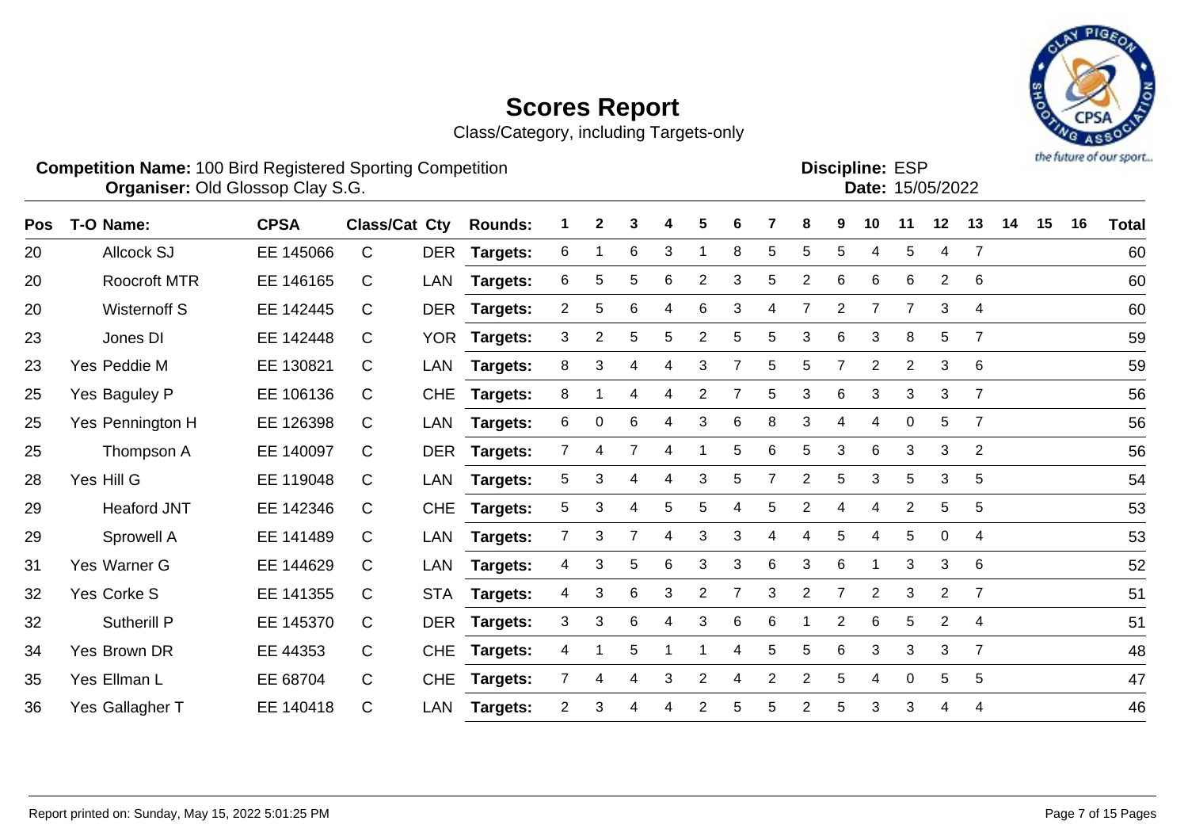# Scores Report

Class/Category, including Targets-only

**Competition Name:** 100 Bird Registered Sporting Competition
**Organiser:** Old Glossop Clay S.G.

**Discipline:** ESP
**Date:** 15/05/2022

| Pos | T-O | Name: | CPSA | Class/Cat | Cty | Rounds: | 1 | 2 | 3 | 4 | 5 | 6 | 7 | 8 | 9 | 10 | 11 | 12 | 13 | 14 | 15 | 16 | Total |
|---|---|---|---|---|---|---|---|---|---|---|---|---|---|---|---|---|---|---|---|---|---|---|---|
| 20 | | Allcock SJ | EE 145066 | C | DER | Targets: | 6 | 1 | 6 | 3 | 1 | 8 | 5 | 5 | 5 | 4 | 5 | 4 | 7 | | | | 60 |
| 20 | | Roocroft MTR | EE 146165 | C | LAN | Targets: | 6 | 5 | 5 | 6 | 2 | 3 | 5 | 2 | 6 | 6 | 6 | 2 | 6 | | | | 60 |
| 20 | | Wisternoff S | EE 142445 | C | DER | Targets: | 2 | 5 | 6 | 4 | 6 | 3 | 4 | 7 | 2 | 7 | 7 | 3 | 4 | | | | 60 |
| 23 | | Jones DI | EE 142448 | C | YOR | Targets: | 3 | 2 | 5 | 5 | 2 | 5 | 5 | 3 | 6 | 3 | 8 | 5 | 7 | | | | 59 |
| 23 | Yes | Peddie M | EE 130821 | C | LAN | Targets: | 8 | 3 | 4 | 4 | 3 | 7 | 5 | 5 | 7 | 2 | 2 | 3 | 6 | | | | 59 |
| 25 | Yes | Baguley P | EE 106136 | C | CHE | Targets: | 8 | 1 | 4 | 4 | 2 | 7 | 5 | 3 | 6 | 3 | 3 | 3 | 7 | | | | 56 |
| 25 | Yes | Pennington H | EE 126398 | C | LAN | Targets: | 6 | 0 | 6 | 4 | 3 | 6 | 8 | 3 | 4 | 4 | 0 | 5 | 7 | | | | 56 |
| 25 | | Thompson A | EE 140097 | C | DER | Targets: | 7 | 4 | 7 | 4 | 1 | 5 | 6 | 5 | 3 | 6 | 3 | 3 | 2 | | | | 56 |
| 28 | Yes | Hill G | EE 119048 | C | LAN | Targets: | 5 | 3 | 4 | 4 | 3 | 5 | 7 | 2 | 5 | 3 | 5 | 3 | 5 | | | | 54 |
| 29 | | Heaford JNT | EE 142346 | C | CHE | Targets: | 5 | 3 | 4 | 5 | 5 | 4 | 5 | 2 | 4 | 4 | 2 | 5 | 5 | | | | 53 |
| 29 | | Sprowell A | EE 141489 | C | LAN | Targets: | 7 | 3 | 7 | 4 | 3 | 3 | 4 | 4 | 5 | 4 | 5 | 0 | 4 | | | | 53 |
| 31 | Yes | Warner G | EE 144629 | C | LAN | Targets: | 4 | 3 | 5 | 6 | 3 | 3 | 6 | 3 | 6 | 1 | 3 | 3 | 6 | | | | 52 |
| 32 | Yes | Corke S | EE 141355 | C | STA | Targets: | 4 | 3 | 6 | 3 | 2 | 7 | 3 | 2 | 7 | 2 | 3 | 2 | 7 | | | | 51 |
| 32 | | Sutherill P | EE 145370 | C | DER | Targets: | 3 | 3 | 6 | 4 | 3 | 6 | 6 | 1 | 2 | 6 | 5 | 2 | 4 | | | | 51 |
| 34 | Yes | Brown DR | EE 44353 | C | CHE | Targets: | 4 | 1 | 5 | 1 | 1 | 4 | 5 | 5 | 6 | 3 | 3 | 3 | 7 | | | | 48 |
| 35 | Yes | Ellman L | EE 68704 | C | CHE | Targets: | 7 | 4 | 4 | 3 | 2 | 4 | 2 | 2 | 5 | 4 | 0 | 5 | 5 | | | | 47 |
| 36 | Yes | Gallagher T | EE 140418 | C | LAN | Targets: | 2 | 3 | 4 | 4 | 2 | 5 | 5 | 2 | 5 | 3 | 3 | 4 | 4 | | | | 46 |

Report printed on: Sunday, May 15, 2022 5:01:25 PM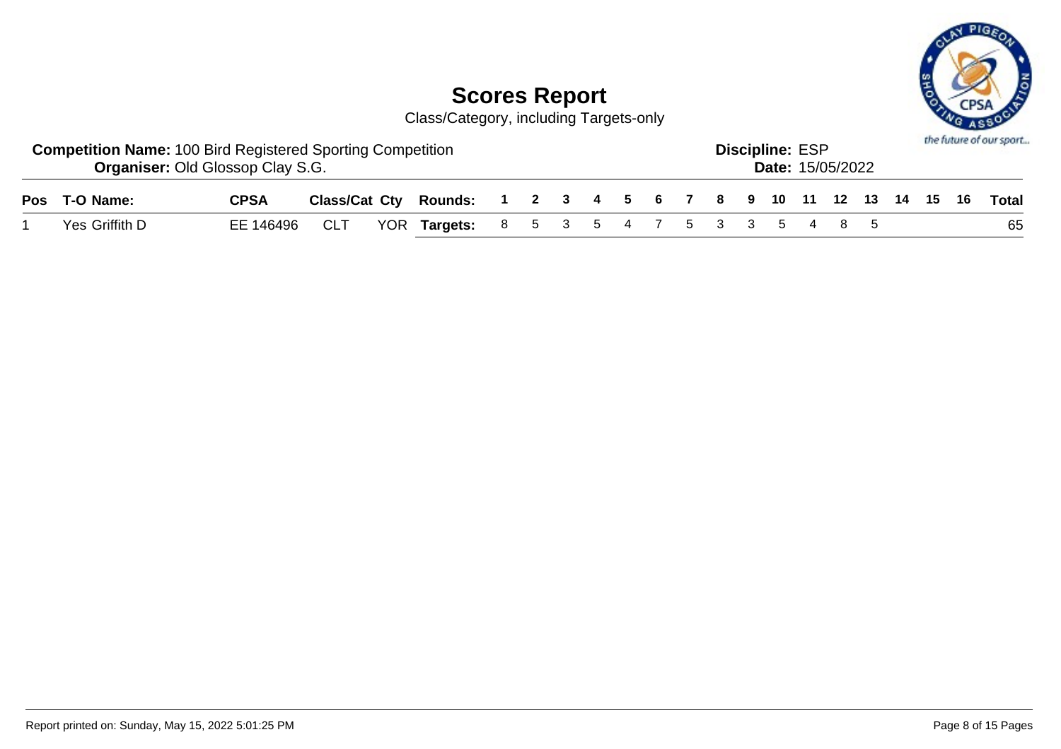# Scores Report

Class/Category, including Targets-only

**Competition Name:** 100 Bird Registered Sporting Competition
**Organiser:** Old Glossop Clay S.G.

**Discipline:** ESP
**Date:** 15/05/2022

| Pos | T-O Name: | CPSA | Class/Cat | Cty | Rounds: | 1 | 2 | 3 | 4 | 5 | 6 | 7 | 8 | 9 | 10 | 11 | 12 | 13 | 14 | 15 | 16 | Total |
|---|---|---|---|---|---|---|---|---|---|---|---|---|---|---|---|---|---|---|---|---|---|---|
| 1 | Yes Griffith D | EE 146496 | CLT | YOR | **Targets:** | 8 | 5 | 3 | 5 | 4 | 7 | 5 | 3 | 3 | 5 | 4 | 8 | 5 | | | | 65 |

Report printed on: Sunday, May 15, 2022 5:01:25 PM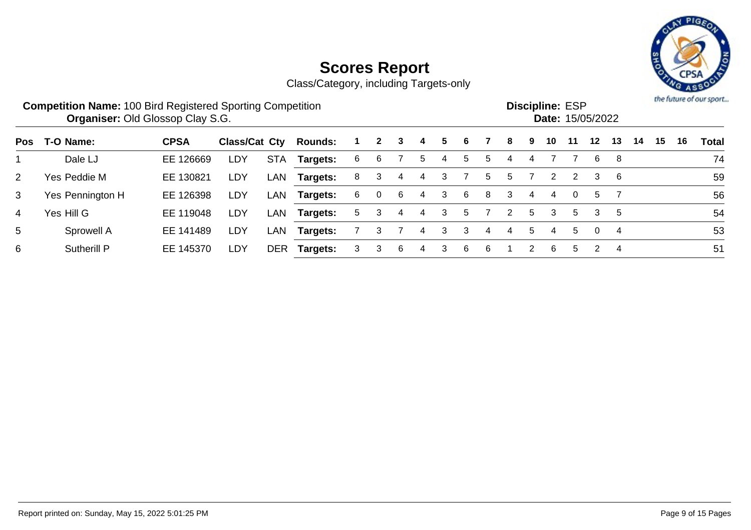# Scores Report

Class/Category, including Targets-only

**Competition Name:** 100 Bird Registered Sporting Competition
**Organiser:** Old Glossop Clay S.G.

**Discipline:** ESP
**Date:** 15/05/2022

| Pos | T-O | Name: | CPSA | Class/Cat | Cty | Rounds: | 1 | 2 | 3 | 4 | 5 | 6 | 7 | 8 | 9 | 10 | 11 | 12 | 13 | 14 | 15 | 16 | Total |
|---|---|---|---|---|---|---|---|---|---|---|---|---|---|---|---|---|---|---|---|---|---|---|---|
| 1 | | Dale LJ | EE 126669 | LDY | STA | Targets: | 6 | 6 | 7 | 5 | 4 | 5 | 5 | 4 | 4 | 7 | 7 | 6 | 8 | | | | 74 |
| 2 | Yes | Peddie M | EE 130821 | LDY | LAN | Targets: | 8 | 3 | 4 | 4 | 3 | 7 | 5 | 5 | 7 | 2 | 2 | 3 | 6 | | | | 59 |
| 3 | Yes | Pennington H | EE 126398 | LDY | LAN | Targets: | 6 | 0 | 6 | 4 | 3 | 6 | 8 | 3 | 4 | 4 | 0 | 5 | 7 | | | | 56 |
| 4 | Yes | Hill G | EE 119048 | LDY | LAN | Targets: | 5 | 3 | 4 | 4 | 3 | 5 | 7 | 2 | 5 | 3 | 5 | 3 | 5 | | | | 54 |
| 5 | | Sprowell A | EE 141489 | LDY | LAN | Targets: | 7 | 3 | 7 | 4 | 3 | 3 | 4 | 4 | 5 | 4 | 5 | 0 | 4 | | | | 53 |
| 6 | | Sutherill P | EE 145370 | LDY | DER | Targets: | 3 | 3 | 6 | 4 | 3 | 6 | 6 | 1 | 2 | 6 | 5 | 2 | 4 | | | | 51 |

Report printed on: Sunday, May 15, 2022 5:01:25 PM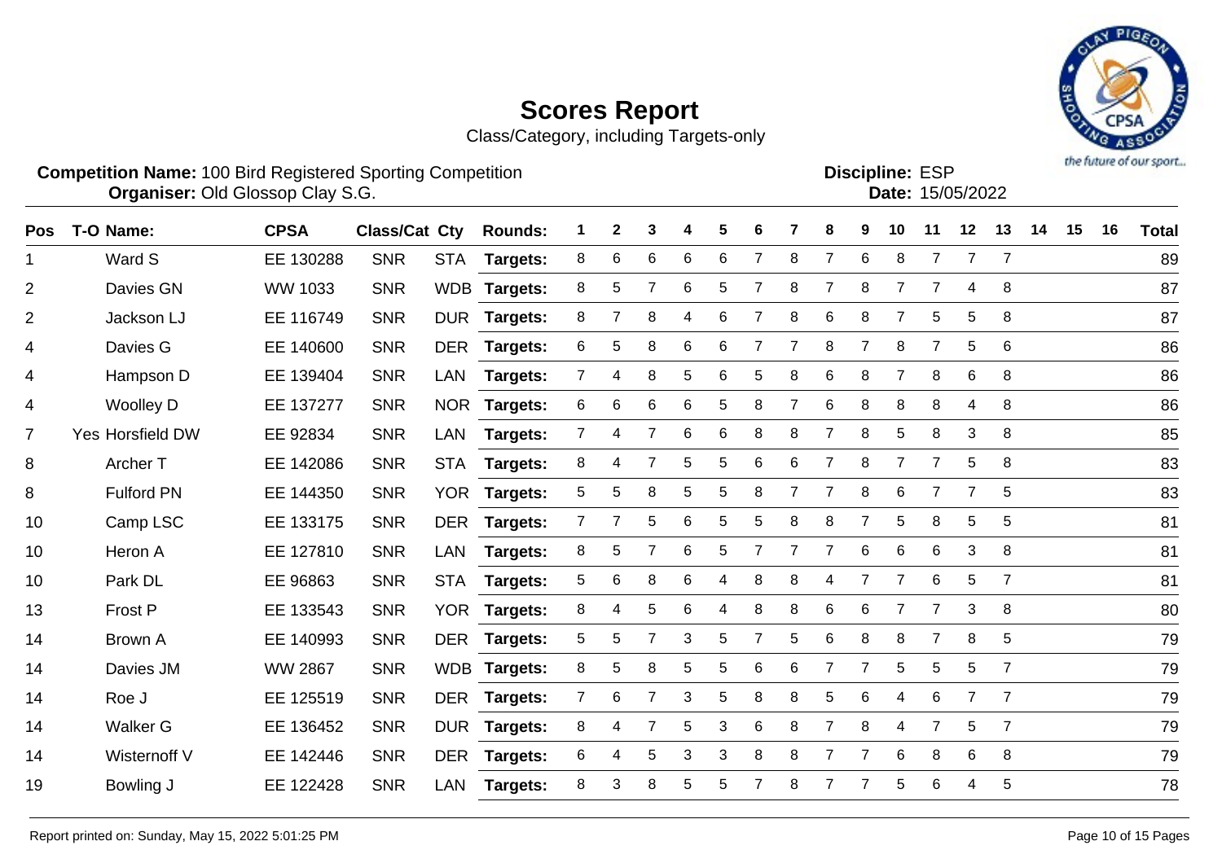# Scores Report

Class/Category, including Targets-only

**Competition Name:** 100 Bird Registered Sporting Competition
**Organiser:** Old Glossop Clay S.G.

**Discipline:** ESP
**Date:** 15/05/2022

| Pos | T-O | Name: | CPSA | Class/Cat | Cty | Rounds: | 1 | 2 | 3 | 4 | 5 | 6 | 7 | 8 | 9 | 10 | 11 | 12 | 13 | 14 | 15 | 16 | Total |
|---|---|---|---|---|---|---|---|---|---|---|---|---|---|---|---|---|---|---|---|---|---|---|---|
| 1 | | Ward S | EE 130288 | SNR | STA | Targets: | 8 | 6 | 6 | 6 | 6 | 7 | 8 | 7 | 6 | 8 | 7 | 7 | 7 | | | | 89 |
| 2 | | Davies GN | WW 1033 | SNR | WDB | Targets: | 8 | 5 | 7 | 6 | 5 | 7 | 8 | 7 | 8 | 7 | 7 | 4 | 8 | | | | 87 |
| 2 | | Jackson LJ | EE 116749 | SNR | DUR | Targets: | 8 | 7 | 8 | 4 | 6 | 7 | 8 | 6 | 8 | 7 | 5 | 5 | 8 | | | | 87 |
| 4 | | Davies G | EE 140600 | SNR | DER | Targets: | 6 | 5 | 8 | 6 | 6 | 7 | 7 | 8 | 7 | 8 | 7 | 5 | 6 | | | | 86 |
| 4 | | Hampson D | EE 139404 | SNR | LAN | Targets: | 7 | 4 | 8 | 5 | 6 | 5 | 8 | 6 | 8 | 7 | 8 | 6 | 8 | | | | 86 |
| 4 | | Woolley D | EE 137277 | SNR | NOR | Targets: | 6 | 6 | 6 | 6 | 5 | 8 | 7 | 6 | 8 | 8 | 8 | 4 | 8 | | | | 86 |
| 7 | Yes | Horsfield DW | EE 92834 | SNR | LAN | Targets: | 7 | 4 | 7 | 6 | 6 | 8 | 8 | 7 | 8 | 5 | 8 | 3 | 8 | | | | 85 |
| 8 | | Archer T | EE 142086 | SNR | STA | Targets: | 8 | 4 | 7 | 5 | 5 | 6 | 6 | 7 | 8 | 7 | 7 | 5 | 8 | | | | 83 |
| 8 | | Fulford PN | EE 144350 | SNR | YOR | Targets: | 5 | 5 | 8 | 5 | 5 | 8 | 7 | 7 | 8 | 6 | 7 | 7 | 5 | | | | 83 |
| 10 | | Camp LSC | EE 133175 | SNR | DER | Targets: | 7 | 7 | 5 | 6 | 5 | 5 | 8 | 8 | 7 | 5 | 8 | 5 | 5 | | | | 81 |
| 10 | | Heron A | EE 127810 | SNR | LAN | Targets: | 8 | 5 | 7 | 6 | 5 | 7 | 7 | 7 | 6 | 6 | 6 | 3 | 8 | | | | 81 |
| 10 | | Park DL | EE 96863 | SNR | STA | Targets: | 5 | 6 | 8 | 6 | 4 | 8 | 8 | 4 | 7 | 7 | 6 | 5 | 7 | | | | 81 |
| 13 | | Frost P | EE 133543 | SNR | YOR | Targets: | 8 | 4 | 5 | 6 | 4 | 8 | 8 | 6 | 6 | 7 | 7 | 3 | 8 | | | | 80 |
| 14 | | Brown A | EE 140993 | SNR | DER | Targets: | 5 | 5 | 7 | 3 | 5 | 7 | 5 | 6 | 8 | 8 | 7 | 8 | 5 | | | | 79 |
| 14 | | Davies JM | WW 2867 | SNR | WDB | Targets: | 8 | 5 | 8 | 5 | 5 | 6 | 6 | 7 | 7 | 5 | 5 | 5 | 7 | | | | 79 |
| 14 | | Roe J | EE 125519 | SNR | DER | Targets: | 7 | 6 | 7 | 3 | 5 | 8 | 8 | 5 | 6 | 4 | 6 | 7 | 7 | | | | 79 |
| 14 | | Walker G | EE 136452 | SNR | DUR | Targets: | 8 | 4 | 7 | 5 | 3 | 6 | 8 | 7 | 8 | 4 | 7 | 5 | 7 | | | | 79 |
| 14 | | Wisternoff V | EE 142446 | SNR | DER | Targets: | 6 | 4 | 5 | 3 | 3 | 8 | 8 | 7 | 7 | 6 | 8 | 6 | 8 | | | | 79 |
| 19 | | Bowling J | EE 122428 | SNR | LAN | Targets: | 8 | 3 | 8 | 5 | 5 | 7 | 8 | 7 | 7 | 5 | 6 | 4 | 5 | | | | 78 |

Report printed on: Sunday, May 15, 2022 5:01:25 PM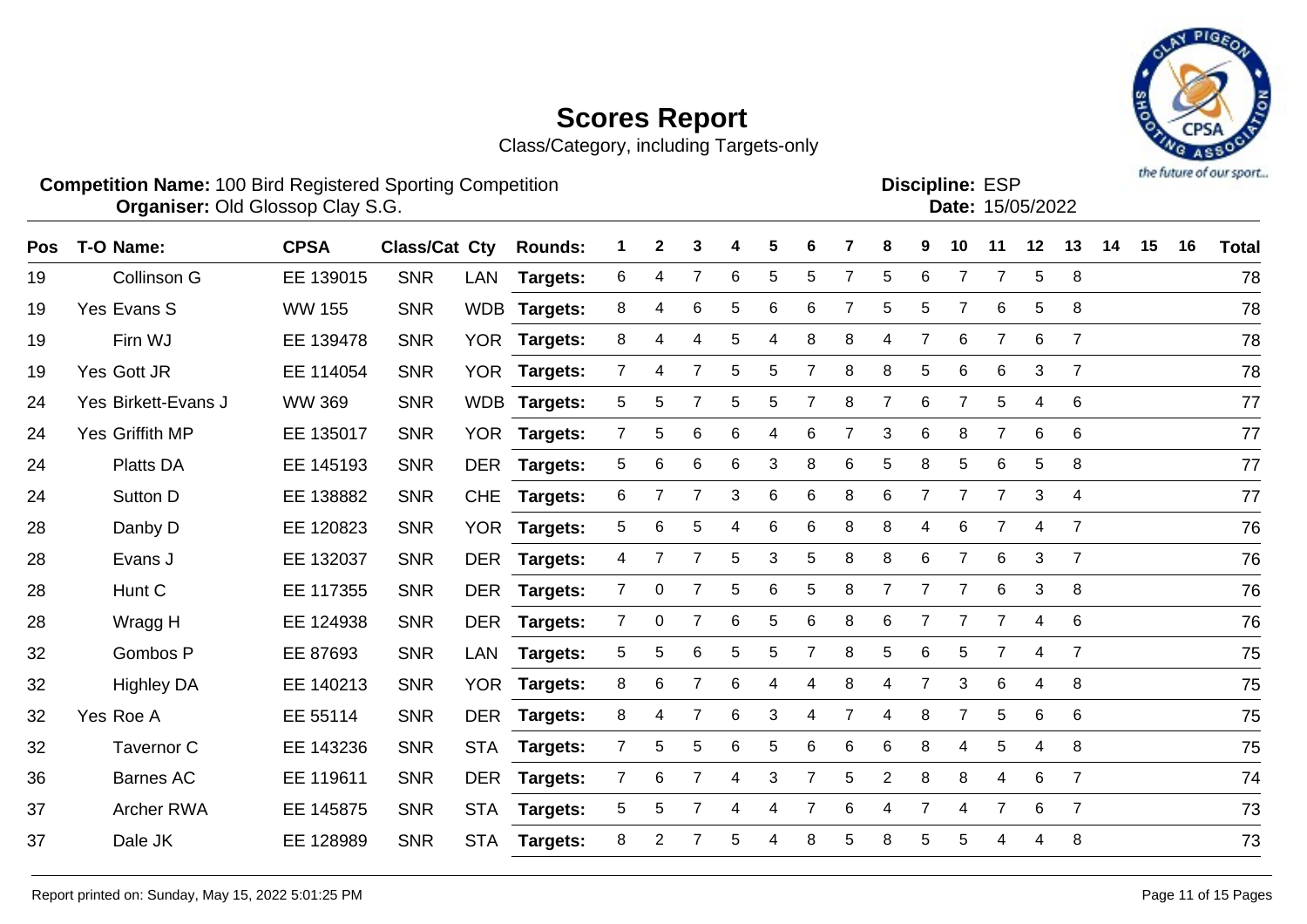# Scores Report

Class/Category, including Targets-only

**Competition Name:** 100 Bird Registered Sporting Competition
**Organiser:** Old Glossop Clay S.G.

**Discipline:** ESP
**Date:** 15/05/2022

| Pos | T-O | Name: | CPSA | Class/Cat | Cty | Rounds: | 1 | 2 | 3 | 4 | 5 | 6 | 7 | 8 | 9 | 10 | 11 | 12 | 13 | 14 | 15 | 16 | Total |
|---|---|---|---|---|---|---|---|---|---|---|---|---|---|---|---|---|---|---|---|---|---|---|---|
| 19 | | Collinson G | EE 139015 | SNR | LAN | Targets: | 6 | 4 | 7 | 6 | 5 | 5 | 7 | 5 | 6 | 7 | 7 | 5 | 8 | | | | 78 |
| 19 | Yes | Evans S | WW 155 | SNR | WDB | Targets: | 8 | 4 | 6 | 5 | 6 | 6 | 7 | 5 | 5 | 7 | 6 | 5 | 8 | | | | 78 |
| 19 | | Firn WJ | EE 139478 | SNR | YOR | Targets: | 8 | 4 | 4 | 5 | 4 | 8 | 8 | 4 | 7 | 6 | 7 | 6 | 7 | | | | 78 |
| 19 | Yes | Gott JR | EE 114054 | SNR | YOR | Targets: | 7 | 4 | 7 | 5 | 5 | 7 | 8 | 8 | 5 | 6 | 6 | 3 | 7 | | | | 78 |
| 24 | Yes | Birkett-Evans J | WW 369 | SNR | WDB | Targets: | 5 | 5 | 7 | 5 | 5 | 7 | 8 | 7 | 6 | 7 | 5 | 4 | 6 | | | | 77 |
| 24 | Yes | Griffith MP | EE 135017 | SNR | YOR | Targets: | 7 | 5 | 6 | 6 | 4 | 6 | 7 | 3 | 6 | 8 | 7 | 6 | 6 | | | | 77 |
| 24 | | Platts DA | EE 145193 | SNR | DER | Targets: | 5 | 6 | 6 | 6 | 3 | 8 | 6 | 5 | 8 | 5 | 6 | 5 | 8 | | | | 77 |
| 24 | | Sutton D | EE 138882 | SNR | CHE | Targets: | 6 | 7 | 7 | 3 | 6 | 6 | 8 | 6 | 7 | 7 | 7 | 3 | 4 | | | | 77 |
| 28 | | Danby D | EE 120823 | SNR | YOR | Targets: | 5 | 6 | 5 | 4 | 6 | 6 | 8 | 8 | 4 | 6 | 7 | 4 | 7 | | | | 76 |
| 28 | | Evans J | EE 132037 | SNR | DER | Targets: | 4 | 7 | 7 | 5 | 3 | 5 | 8 | 8 | 6 | 7 | 6 | 3 | 7 | | | | 76 |
| 28 | | Hunt C | EE 117355 | SNR | DER | Targets: | 7 | 0 | 7 | 5 | 6 | 5 | 8 | 7 | 7 | 7 | 6 | 3 | 8 | | | | 76 |
| 28 | | Wragg H | EE 124938 | SNR | DER | Targets: | 7 | 0 | 7 | 6 | 5 | 6 | 8 | 6 | 7 | 7 | 7 | 4 | 6 | | | | 76 |
| 32 | | Gombos P | EE 87693 | SNR | LAN | Targets: | 5 | 5 | 6 | 5 | 5 | 7 | 8 | 5 | 6 | 5 | 7 | 4 | 7 | | | | 75 |
| 32 | | Highley DA | EE 140213 | SNR | YOR | Targets: | 8 | 6 | 7 | 6 | 4 | 4 | 8 | 4 | 7 | 3 | 6 | 4 | 8 | | | | 75 |
| 32 | Yes | Roe A | EE 55114 | SNR | DER | Targets: | 8 | 4 | 7 | 6 | 3 | 4 | 7 | 4 | 8 | 7 | 5 | 6 | 6 | | | | 75 |
| 32 | | Tavernor C | EE 143236 | SNR | STA | Targets: | 7 | 5 | 5 | 6 | 5 | 6 | 6 | 6 | 8 | 4 | 5 | 4 | 8 | | | | 75 |
| 36 | | Barnes AC | EE 119611 | SNR | DER | Targets: | 7 | 6 | 7 | 4 | 3 | 7 | 5 | 2 | 8 | 8 | 4 | 6 | 7 | | | | 74 |
| 37 | | Archer RWA | EE 145875 | SNR | STA | Targets: | 5 | 5 | 7 | 4 | 4 | 7 | 6 | 4 | 7 | 4 | 7 | 6 | 7 | | | | 73 |
| 37 | | Dale JK | EE 128989 | SNR | STA | Targets: | 8 | 2 | 7 | 5 | 4 | 8 | 5 | 8 | 5 | 5 | 4 | 4 | 8 | | | | 73 |

Report printed on: Sunday, May 15, 2022 5:01:25 PM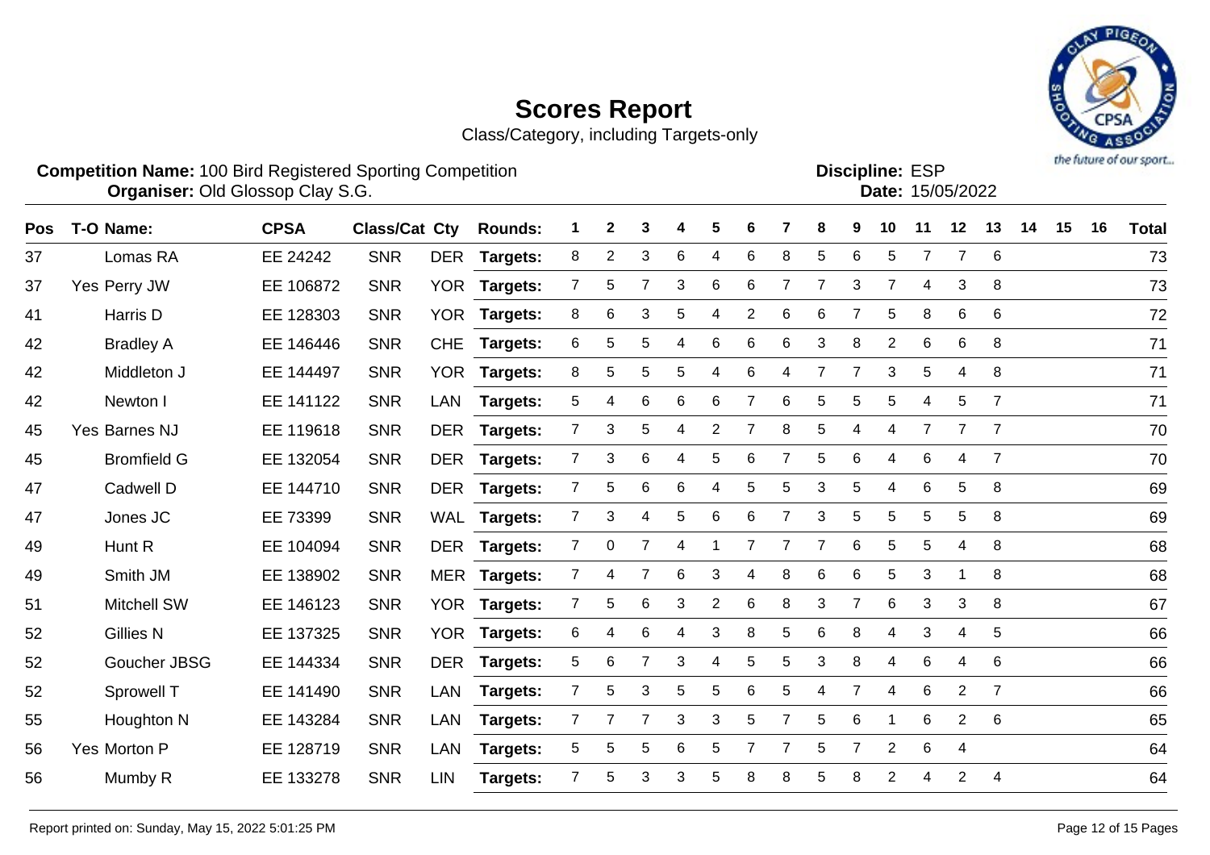# Scores Report

Class/Category, including Targets-only

**Competition Name:** 100 Bird Registered Sporting Competition
**Organiser:** Old Glossop Clay S.G.

**Discipline:** ESP
**Date:** 15/05/2022

| Pos | T-O | Name: | CPSA | Class/Cat | Cty | Rounds: | 1 | 2 | 3 | 4 | 5 | 6 | 7 | 8 | 9 | 10 | 11 | 12 | 13 | 14 | 15 | 16 | Total |
|---|---|---|---|---|---|---|---|---|---|---|---|---|---|---|---|---|---|---|---|---|---|---|---|
| 37 | | Lomas RA | EE 24242 | SNR | DER | Targets: | 8 | 2 | 3 | 6 | 4 | 6 | 8 | 5 | 6 | 5 | 7 | 7 | 6 | | | | 73 |
| 37 | Yes | Perry JW | EE 106872 | SNR | YOR | Targets: | 7 | 5 | 7 | 3 | 6 | 6 | 7 | 7 | 3 | 7 | 4 | 3 | 8 | | | | 73 |
| 41 | | Harris D | EE 128303 | SNR | YOR | Targets: | 8 | 6 | 3 | 5 | 4 | 2 | 6 | 6 | 7 | 5 | 8 | 6 | 6 | | | | 72 |
| 42 | | Bradley A | EE 146446 | SNR | CHE | Targets: | 6 | 5 | 5 | 4 | 6 | 6 | 6 | 3 | 8 | 2 | 6 | 6 | 8 | | | | 71 |
| 42 | | Middleton J | EE 144497 | SNR | YOR | Targets: | 8 | 5 | 5 | 5 | 4 | 6 | 4 | 7 | 7 | 3 | 5 | 4 | 8 | | | | 71 |
| 42 | | Newton I | EE 141122 | SNR | LAN | Targets: | 5 | 4 | 6 | 6 | 6 | 7 | 6 | 5 | 5 | 5 | 4 | 5 | 7 | | | | 71 |
| 45 | Yes | Barnes NJ | EE 119618 | SNR | DER | Targets: | 7 | 3 | 5 | 4 | 2 | 7 | 8 | 5 | 4 | 4 | 7 | 7 | 7 | | | | 70 |
| 45 | | Bromfield G | EE 132054 | SNR | DER | Targets: | 7 | 3 | 6 | 4 | 5 | 6 | 7 | 5 | 6 | 4 | 6 | 4 | 7 | | | | 70 |
| 47 | | Cadwell D | EE 144710 | SNR | DER | Targets: | 7 | 5 | 6 | 6 | 4 | 5 | 5 | 3 | 5 | 4 | 6 | 5 | 8 | | | | 69 |
| 47 | | Jones JC | EE 73399 | SNR | WAL | Targets: | 7 | 3 | 4 | 5 | 6 | 6 | 7 | 3 | 5 | 5 | 5 | 5 | 8 | | | | 69 |
| 49 | | Hunt R | EE 104094 | SNR | DER | Targets: | 7 | 0 | 7 | 4 | 1 | 7 | 7 | 7 | 6 | 5 | 5 | 4 | 8 | | | | 68 |
| 49 | | Smith JM | EE 138902 | SNR | MER | Targets: | 7 | 4 | 7 | 6 | 3 | 4 | 8 | 6 | 6 | 5 | 3 | 1 | 8 | | | | 68 |
| 51 | | Mitchell SW | EE 146123 | SNR | YOR | Targets: | 7 | 5 | 6 | 3 | 2 | 6 | 8 | 3 | 7 | 6 | 3 | 3 | 8 | | | | 67 |
| 52 | | Gillies N | EE 137325 | SNR | YOR | Targets: | 6 | 4 | 6 | 4 | 3 | 8 | 5 | 6 | 8 | 4 | 3 | 4 | 5 | | | | 66 |
| 52 | | Goucher JBSG | EE 144334 | SNR | DER | Targets: | 5 | 6 | 7 | 3 | 4 | 5 | 5 | 3 | 8 | 4 | 6 | 4 | 6 | | | | 66 |
| 52 | | Sprowell T | EE 141490 | SNR | LAN | Targets: | 7 | 5 | 3 | 5 | 5 | 6 | 5 | 4 | 7 | 4 | 6 | 2 | 7 | | | | 66 |
| 55 | | Houghton N | EE 143284 | SNR | LAN | Targets: | 7 | 7 | 7 | 3 | 3 | 5 | 7 | 5 | 6 | 1 | 6 | 2 | 6 | | | | 65 |
| 56 | Yes | Morton P | EE 128719 | SNR | LAN | Targets: | 5 | 5 | 5 | 6 | 5 | 7 | 7 | 5 | 7 | 2 | 6 | 4 | | | | | 64 |
| 56 | | Mumby R | EE 133278 | SNR | LIN | Targets: | 7 | 5 | 3 | 3 | 5 | 8 | 8 | 5 | 8 | 2 | 4 | 2 | 4 | | | | 64 |

Report printed on: Sunday, May 15, 2022 5:01:25 PM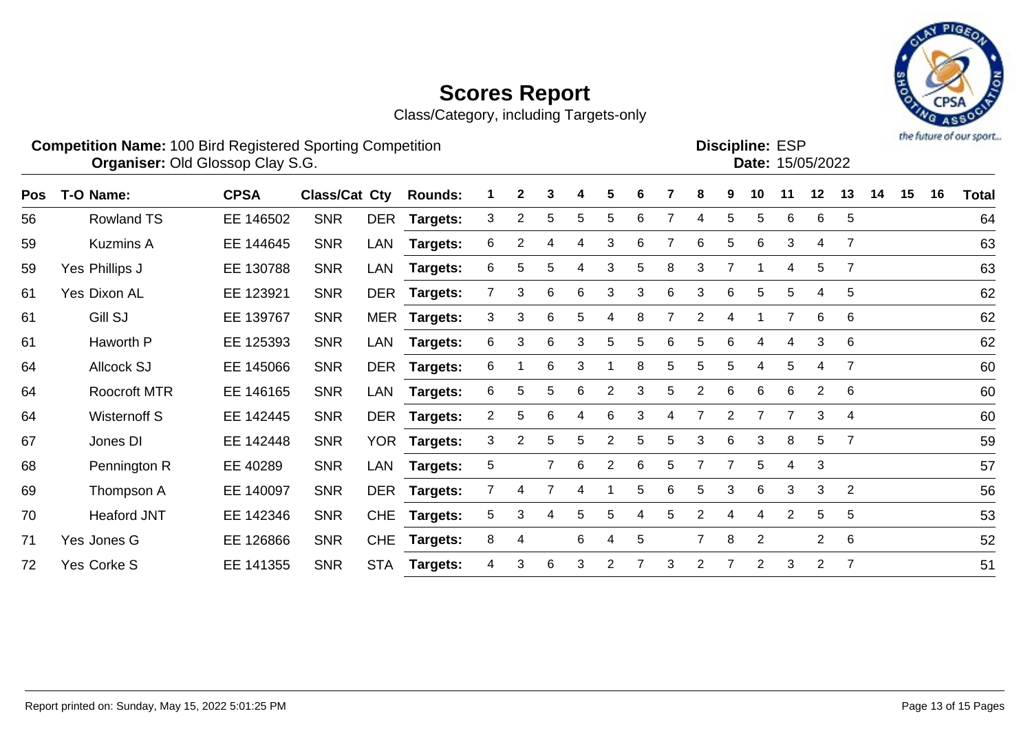# Scores Report

Class/Category, including Targets-only

**Competition Name:** 100 Bird Registered Sporting Competition
**Organiser:** Old Glossop Clay S.G.

**Discipline:** ESP
**Date:** 15/05/2022

| Pos | T-O | Name: | CPSA | Class/Cat | Cty | Rounds: | 1 | 2 | 3 | 4 | 5 | 6 | 7 | 8 | 9 | 10 | 11 | 12 | 13 | 14 | 15 | 16 | Total |
|---|---|---|---|---|---|---|---|---|---|---|---|---|---|---|---|---|---|---|---|---|---|---|---|
| 56 | | Rowland TS | EE 146502 | SNR | DER | Targets: | 3 | 2 | 5 | 5 | 5 | 6 | 7 | 4 | 5 | 5 | 6 | 6 | 5 | | | | 64 |
| 59 | | Kuzmins A | EE 144645 | SNR | LAN | Targets: | 6 | 2 | 4 | 4 | 3 | 6 | 7 | 6 | 5 | 6 | 3 | 4 | 7 | | | | 63 |
| 59 | Yes | Phillips J | EE 130788 | SNR | LAN | Targets: | 6 | 5 | 5 | 4 | 3 | 5 | 8 | 3 | 7 | 1 | 4 | 5 | 7 | | | | 63 |
| 61 | Yes | Dixon AL | EE 123921 | SNR | DER | Targets: | 7 | 3 | 6 | 6 | 3 | 3 | 6 | 3 | 6 | 5 | 5 | 4 | 5 | | | | 62 |
| 61 | | Gill SJ | EE 139767 | SNR | MER | Targets: | 3 | 3 | 6 | 5 | 4 | 8 | 7 | 2 | 4 | 1 | 7 | 6 | 6 | | | | 62 |
| 61 | | Haworth P | EE 125393 | SNR | LAN | Targets: | 6 | 3 | 6 | 3 | 5 | 5 | 6 | 5 | 6 | 4 | 4 | 3 | 6 | | | | 62 |
| 64 | | Allcock SJ | EE 145066 | SNR | DER | Targets: | 6 | 1 | 6 | 3 | 1 | 8 | 5 | 5 | 5 | 4 | 5 | 4 | 7 | | | | 60 |
| 64 | | Roocroft MTR | EE 146165 | SNR | LAN | Targets: | 6 | 5 | 5 | 6 | 2 | 3 | 5 | 2 | 6 | 6 | 6 | 2 | 6 | | | | 60 |
| 64 | | Wisternoff S | EE 142445 | SNR | DER | Targets: | 2 | 5 | 6 | 4 | 6 | 3 | 4 | 7 | 2 | 7 | 7 | 3 | 4 | | | | 60 |
| 67 | | Jones DI | EE 142448 | SNR | YOR | Targets: | 3 | 2 | 5 | 5 | 2 | 5 | 5 | 3 | 6 | 3 | 8 | 5 | 7 | | | | 59 |
| 68 | | Pennington R | EE 40289 | SNR | LAN | Targets: | 5 | | 7 | 6 | 2 | 6 | 5 | 7 | 7 | 5 | 4 | 3 | | | | | 57 |
| 69 | | Thompson A | EE 140097 | SNR | DER | Targets: | 7 | 4 | 7 | 4 | 1 | 5 | 6 | 5 | 3 | 6 | 3 | 3 | 2 | | | | 56 |
| 70 | | Heaford JNT | EE 142346 | SNR | CHE | Targets: | 5 | 3 | 4 | 5 | 5 | 4 | 5 | 2 | 4 | 4 | 2 | 5 | 5 | | | | 53 |
| 71 | Yes | Jones G | EE 126866 | SNR | CHE | Targets: | 8 | 4 | | 6 | 4 | 5 | | 7 | 8 | 2 | | 2 | 6 | | | | 52 |
| 72 | Yes | Corke S | EE 141355 | SNR | STA | Targets: | 4 | 3 | 6 | 3 | 2 | 7 | 3 | 2 | 7 | 2 | 3 | 2 | 7 | | | | 51 |

Report printed on: Sunday, May 15, 2022 5:01:25 PM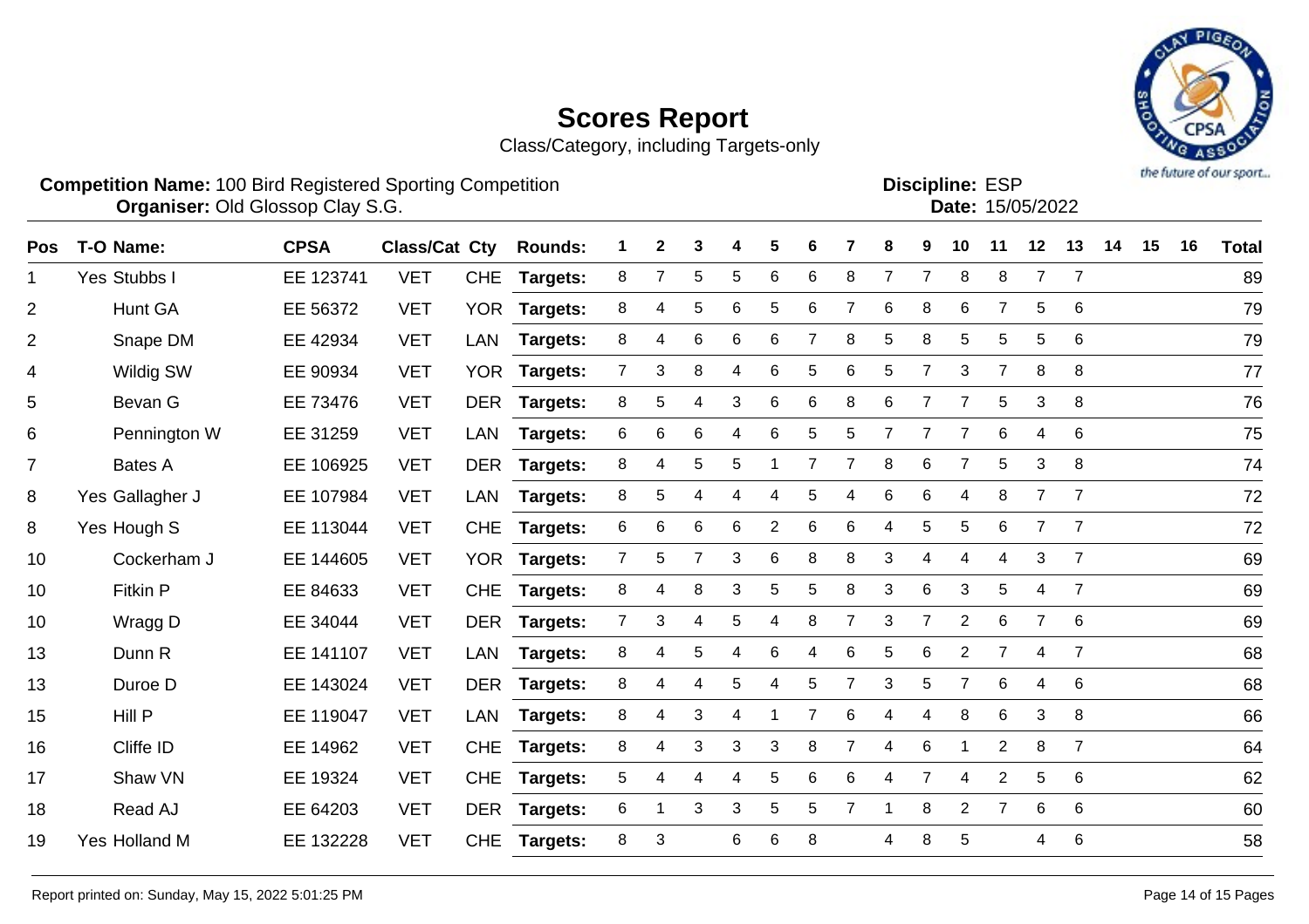# Scores Report

Class/Category, including Targets-only

**Competition Name:** 100 Bird Registered Sporting Competition
**Organiser:** Old Glossop Clay S.G.

**Discipline:** ESP
**Date:** 15/05/2022

| Pos | T-O | Name: | CPSA | Class/Cat | Cty | Rounds: | 1 | 2 | 3 | 4 | 5 | 6 | 7 | 8 | 9 | 10 | 11 | 12 | 13 | 14 | 15 | 16 | Total |
|---|---|---|---|---|---|---|---|---|---|---|---|---|---|---|---|---|---|---|---|---|---|---|---|
| 1 | Yes | Stubbs I | EE 123741 | VET | CHE | Targets: | 8 | 7 | 5 | 5 | 6 | 6 | 8 | 7 | 7 | 8 | 8 | 7 | 7 | | | | 89 |
| 2 | | Hunt GA | EE 56372 | VET | YOR | Targets: | 8 | 4 | 5 | 6 | 5 | 6 | 7 | 6 | 8 | 6 | 7 | 5 | 6 | | | | 79 |
| 2 | | Snape DM | EE 42934 | VET | LAN | Targets: | 8 | 4 | 6 | 6 | 6 | 7 | 8 | 5 | 8 | 5 | 5 | 5 | 6 | | | | 79 |
| 4 | | Wildig SW | EE 90934 | VET | YOR | Targets: | 7 | 3 | 8 | 4 | 6 | 5 | 6 | 5 | 7 | 3 | 7 | 8 | 8 | | | | 77 |
| 5 | | Bevan G | EE 73476 | VET | DER | Targets: | 8 | 5 | 4 | 3 | 6 | 6 | 8 | 6 | 7 | 7 | 5 | 3 | 8 | | | | 76 |
| 6 | | Pennington W | EE 31259 | VET | LAN | Targets: | 6 | 6 | 6 | 4 | 6 | 5 | 5 | 7 | 7 | 7 | 6 | 4 | 6 | | | | 75 |
| 7 | | Bates A | EE 106925 | VET | DER | Targets: | 8 | 4 | 5 | 5 | 1 | 7 | 7 | 8 | 6 | 7 | 5 | 3 | 8 | | | | 74 |
| 8 | Yes | Gallagher J | EE 107984 | VET | LAN | Targets: | 8 | 5 | 4 | 4 | 4 | 5 | 4 | 6 | 6 | 4 | 8 | 7 | 7 | | | | 72 |
| 8 | Yes | Hough S | EE 113044 | VET | CHE | Targets: | 6 | 6 | 6 | 6 | 2 | 6 | 6 | 4 | 5 | 5 | 6 | 7 | 7 | | | | 72 |
| 10 | | Cockerham J | EE 144605 | VET | YOR | Targets: | 7 | 5 | 7 | 3 | 6 | 8 | 8 | 3 | 4 | 4 | 4 | 3 | 7 | | | | 69 |
| 10 | | Fitkin P | EE 84633 | VET | CHE | Targets: | 8 | 4 | 8 | 3 | 5 | 5 | 8 | 3 | 6 | 3 | 5 | 4 | 7 | | | | 69 |
| 10 | | Wragg D | EE 34044 | VET | DER | Targets: | 7 | 3 | 4 | 5 | 4 | 8 | 7 | 3 | 7 | 2 | 6 | 7 | 6 | | | | 69 |
| 13 | | Dunn R | EE 141107 | VET | LAN | Targets: | 8 | 4 | 5 | 4 | 6 | 4 | 6 | 5 | 6 | 2 | 7 | 4 | 7 | | | | 68 |
| 13 | | Duroe D | EE 143024 | VET | DER | Targets: | 8 | 4 | 4 | 5 | 4 | 5 | 7 | 3 | 5 | 7 | 6 | 4 | 6 | | | | 68 |
| 15 | | Hill P | EE 119047 | VET | LAN | Targets: | 8 | 4 | 3 | 4 | 1 | 7 | 6 | 4 | 4 | 8 | 6 | 3 | 8 | | | | 66 |
| 16 | | Cliffe ID | EE 14962 | VET | CHE | Targets: | 8 | 4 | 3 | 3 | 3 | 8 | 7 | 4 | 6 | 1 | 2 | 8 | 7 | | | | 64 |
| 17 | | Shaw VN | EE 19324 | VET | CHE | Targets: | 5 | 4 | 4 | 4 | 5 | 6 | 6 | 4 | 7 | 4 | 2 | 5 | 6 | | | | 62 |
| 18 | | Read AJ | EE 64203 | VET | DER | Targets: | 6 | 1 | 3 | 3 | 5 | 5 | 7 | 1 | 8 | 2 | 7 | 6 | 6 | | | | 60 |
| 19 | Yes | Holland M | EE 132228 | VET | CHE | Targets: | 8 | 3 | | 6 | 6 | 8 | | 4 | 8 | 5 | | 4 | 6 | | | | 58 |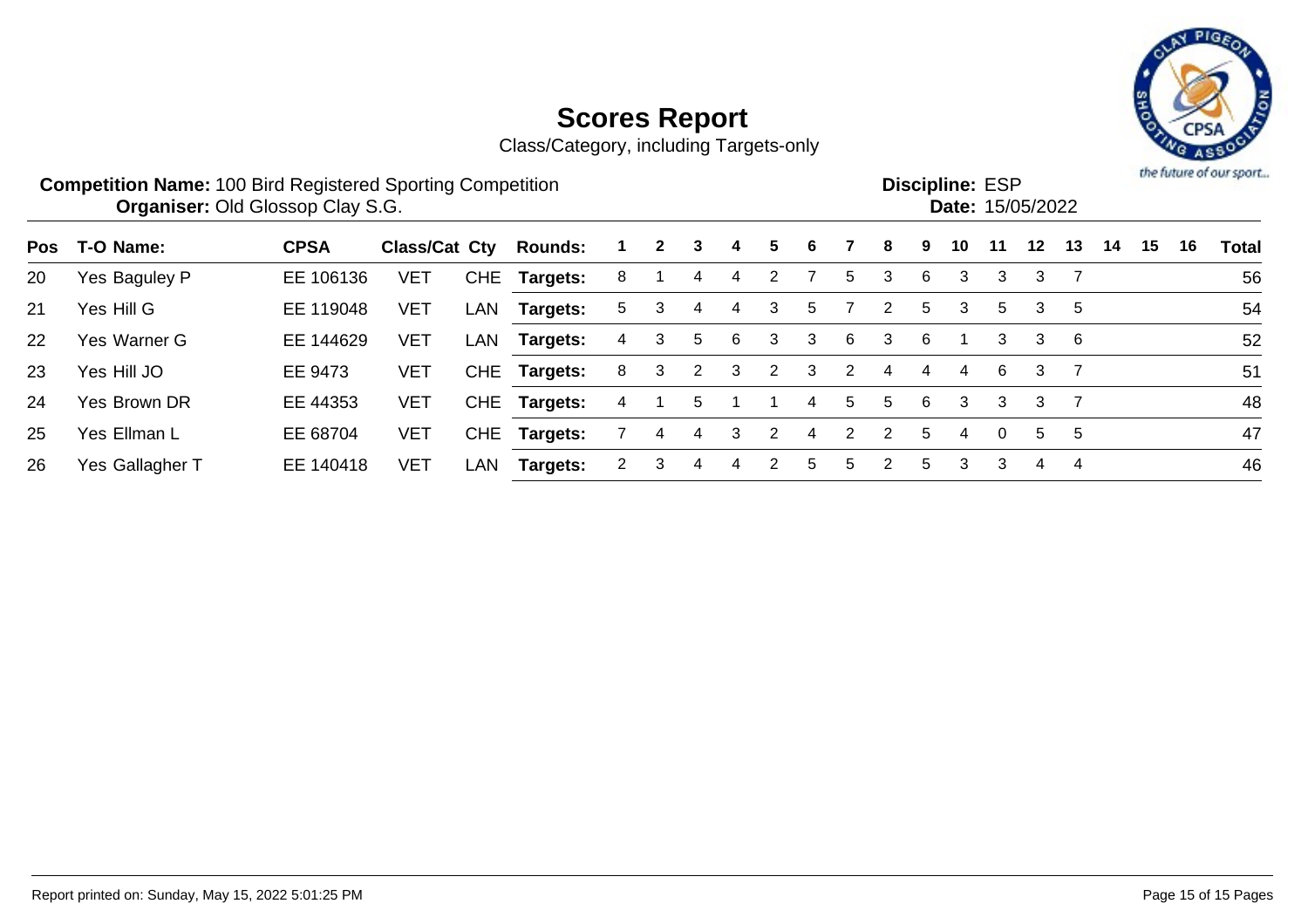# Scores Report

Class/Category, including Targets-only

**Competition Name:** 100 Bird Registered Sporting Competition
**Organiser:** Old Glossop Clay S.G.

**Discipline:** ESP
**Date:** 15/05/2022

| Pos | T-O | Name: | CPSA | Class/Cat | Cty | Rounds: | 1 | 2 | 3 | 4 | 5 | 6 | 7 | 8 | 9 | 10 | 11 | 12 | 13 | 14 | 15 | 16 | Total |
|---|---|---|---|---|---|---|---|---|---|---|---|---|---|---|---|---|---|---|---|---|---|---|---|
| 20 | Yes | Baguley P | EE 106136 | VET | CHE | Targets: | 8 | 1 | 4 | 4 | 2 | 7 | 5 | 3 | 6 | 3 | 3 | 3 | 7 | | | | 56 |
| 21 | Yes | Hill G | EE 119048 | VET | LAN | Targets: | 5 | 3 | 4 | 4 | 3 | 5 | 7 | 2 | 5 | 3 | 5 | 3 | 5 | | | | 54 |
| 22 | Yes | Warner G | EE 144629 | VET | LAN | Targets: | 4 | 3 | 5 | 6 | 3 | 3 | 6 | 3 | 6 | 1 | 3 | 3 | 6 | | | | 52 |
| 23 | Yes | Hill JO | EE 9473 | VET | CHE | Targets: | 8 | 3 | 2 | 3 | 2 | 3 | 2 | 4 | 4 | 4 | 6 | 3 | 7 | | | | 51 |
| 24 | Yes | Brown DR | EE 44353 | VET | CHE | Targets: | 4 | 1 | 5 | 1 | 1 | 4 | 5 | 5 | 6 | 3 | 3 | 3 | 7 | | | | 48 |
| 25 | Yes | Ellman L | EE 68704 | VET | CHE | Targets: | 7 | 4 | 4 | 3 | 2 | 4 | 2 | 2 | 5 | 4 | 0 | 5 | 5 | | | | 47 |
| 26 | Yes | Gallagher T | EE 140418 | VET | LAN | Targets: | 2 | 3 | 4 | 4 | 2 | 5 | 5 | 2 | 5 | 3 | 3 | 4 | 4 | | | | 46 |

Report printed on: Sunday, May 15, 2022 5:01:25 PM